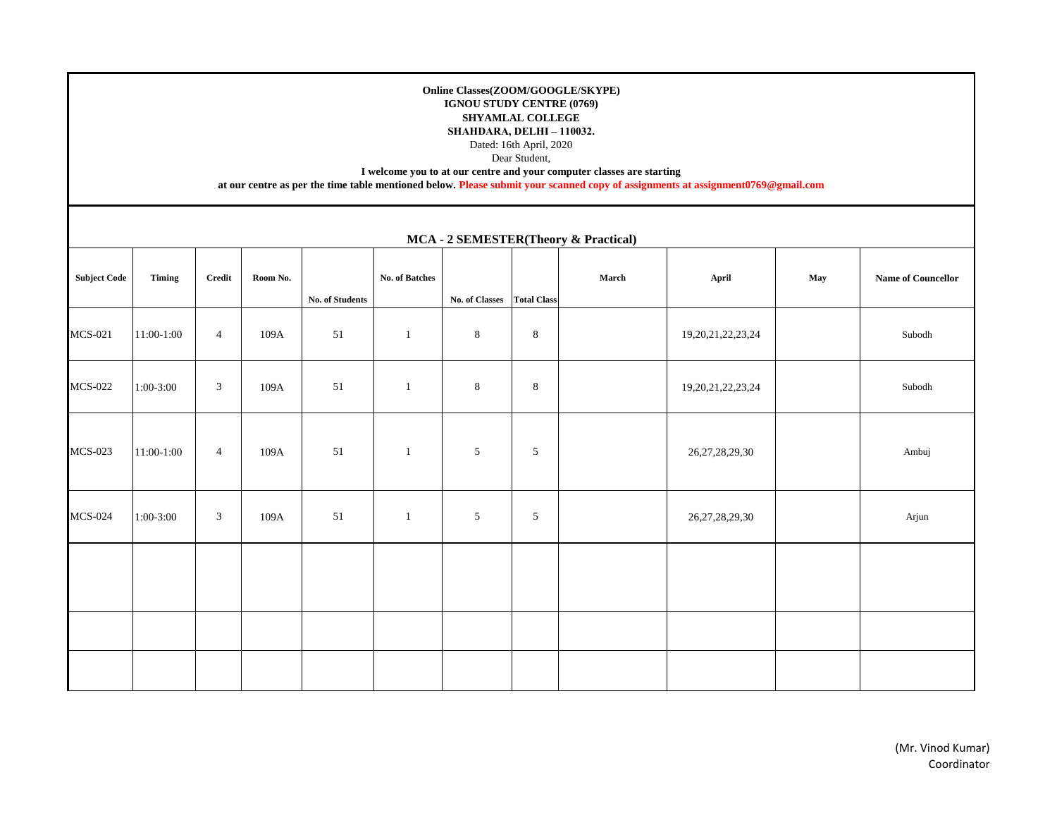**Online Classes(ZOOM/GOOGLE/SKYPE)**
**IGNOU STUDY CENTRE (0769)**
**SHYAMLAL COLLEGE**
**SHAHDARA, DELHI – 110032.**
Dated: 16th April, 2020
Dear Student,
**I welcome you to at our centre and your computer classes are starting**
**at our centre as per the time table mentioned below. Please submit your scanned copy of assignments at assignment0769@gmail.com**

## MCA - 2 SEMESTER(Theory & Practical)

| Subject Code | Timing | Credit | Room No. | No. of Students | No. of Batches | No. of Classes | Total Class | March | April | May | Name of Councellor |
|---|---|---|---|---|---|---|---|---|---|---|---|
| MCS-021 | 11:00-1:00 | 4 | 109A | 51 | 1 | 8 | 8 | | 19,20,21,22,23,24 | | Subodh |
| MCS-022 | 1:00-3:00 | 3 | 109A | 51 | 1 | 8 | 8 | | 19,20,21,22,23,24 | | Subodh |
| MCS-023 | 11:00-1:00 | 4 | 109A | 51 | 1 | 5 | 5 | | 26,27,28,29,30 | | Ambuj |
| MCS-024 | 1:00-3:00 | 3 | 109A | 51 | 1 | 5 | 5 | | 26,27,28,29,30 | | Arjun |
| | | | | | | | | | | | |
| | | | | | | | | | | | |
| | | | | | | | | | | | |

(Mr. Vinod Kumar)
Coordinator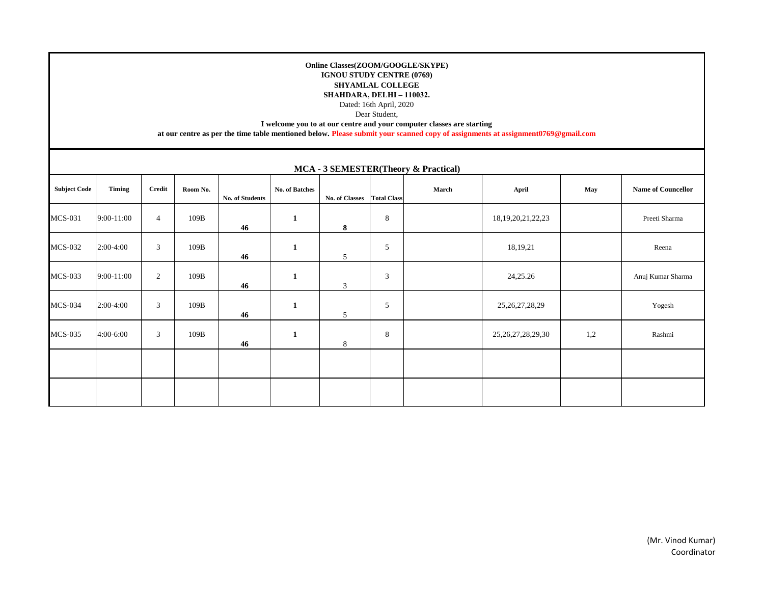**Online Classes(ZOOM/GOOGLE/SKYPE)**
**IGNOU STUDY CENTRE (0769)**
**SHYAMLAL COLLEGE**
**SHAHDARA, DELHI – 110032.**

Dated: 16th April, 2020

Dear Student,

**I welcome you to at our centre and your computer classes are starting at our centre as per the time table mentioned below. Please submit your scanned copy of assignments at assignment0769@gmail.com**

## MCA - 3 SEMESTER(Theory & Practical)

| Subject Code | Timing | Credit | Room No. | No. of Students | No. of Batches | No. of Classes | Total Class | March | April | May | Name of Councellor |
|---|---|---|---|---|---|---|---|---|---|---|---|
| MCS-031 | 9:00-11:00 | 4 | 109B | 46 | 1 | 8 | 8 | | 18,19,20,21,22,23 | | Preeti Sharma |
| MCS-032 | 2:00-4:00 | 3 | 109B | 46 | 1 | 5 | 5 | | 18,19,21 | | Reena |
| MCS-033 | 9:00-11:00 | 2 | 109B | 46 | 1 | 3 | 3 | | 24,25.26 | | Anuj Kumar Sharma |
| MCS-034 | 2:00-4:00 | 3 | 109B | 46 | 1 | 5 | 5 | | 25,26,27,28,29 | | Yogesh |
| MCS-035 | 4:00-6:00 | 3 | 109B | 46 | 1 | 8 | 8 | | 25,26,27,28,29,30 | 1,2 | Rashmi |
| | | | | | | | | | | | |
| | | | | | | | | | | | |

(Mr. Vinod Kumar)
Coordinator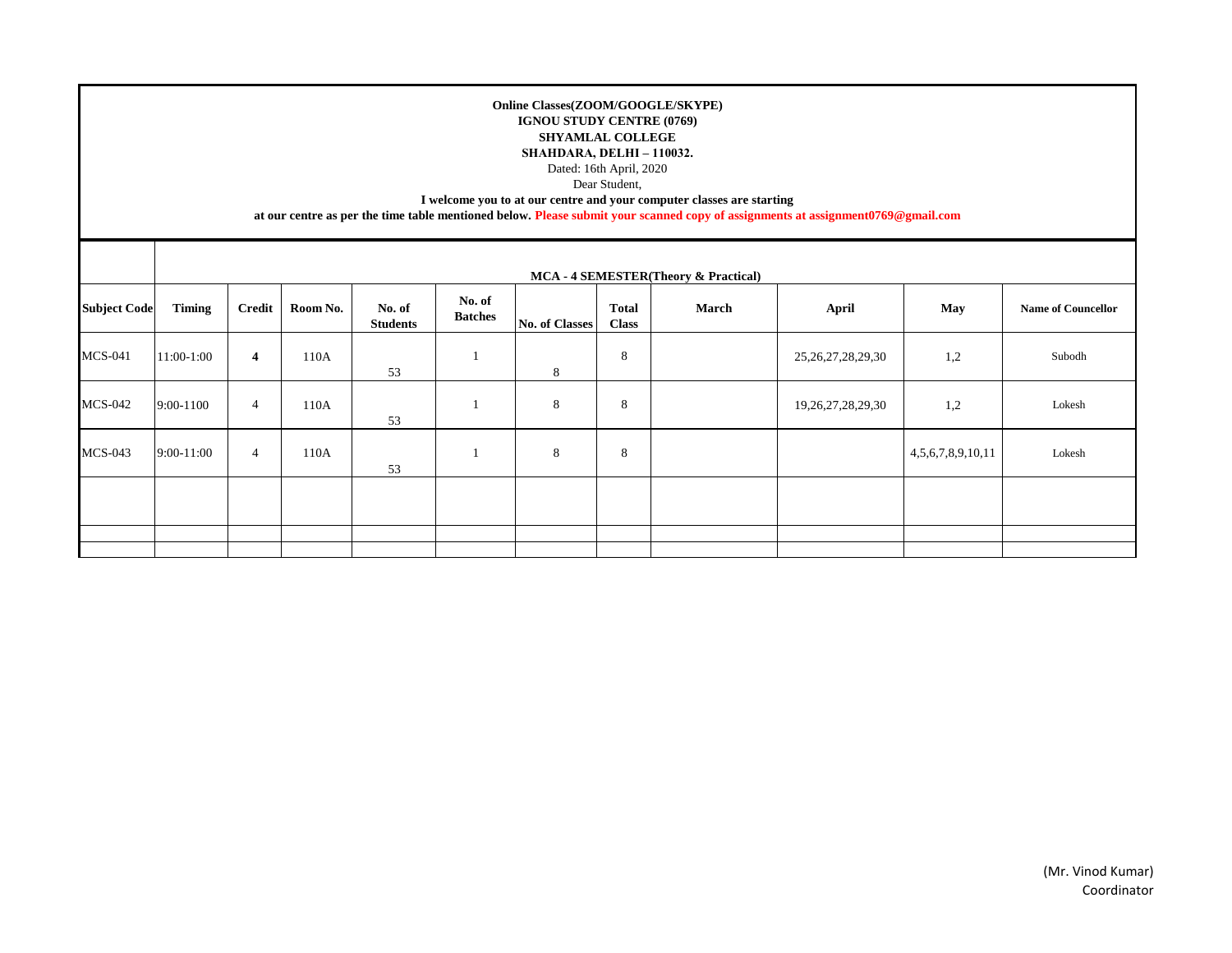**Online Classes(ZOOM/GOOGLE/SKYPE)**
**IGNOU STUDY CENTRE (0769)**
**SHYAMLAL COLLEGE**
**SHAHDARA, DELHI – 110032.**

Dated: 16th April, 2020

Dear Student,

**I welcome you to at our centre and your computer classes are starting**
**at our centre as per the time table mentioned below. Please submit your scanned copy of assignments at assignment0769@gmail.com**

| | MCA - 4 SEMESTER(Theory & Practical) | | | | | | | | | | |
|---|---|---|---|---|---|---|---|---|---|---|---|
| **Subject Code** | **Timing** | **Credit** | **Room No.** | **No. of Students** | **No. of Batches** | **No. of Classes** | **Total Class** | **March** | **April** | **May** | **Name of Councellor** |
| MCS-041 | 11:00-1:00 | **4** | 110A | 53 | 1 | 8 | 8 | | 25,26,27,28,29,30 | 1,2 | Subodh |
| MCS-042 | 9:00-1100 | 4 | 110A | 53 | 1 | 8 | 8 | | 19,26,27,28,29,30 | 1,2 | Lokesh |
| MCS-043 | 9:00-11:00 | 4 | 110A | 53 | 1 | 8 | 8 | | | 4,5,6,7,8,9,10,11 | Lokesh |
| | | | | | | | | | | | |
| | | | | | | | | | | | |
| | | | | | | | | | | | |

(Mr. Vinod Kumar)
Coordinator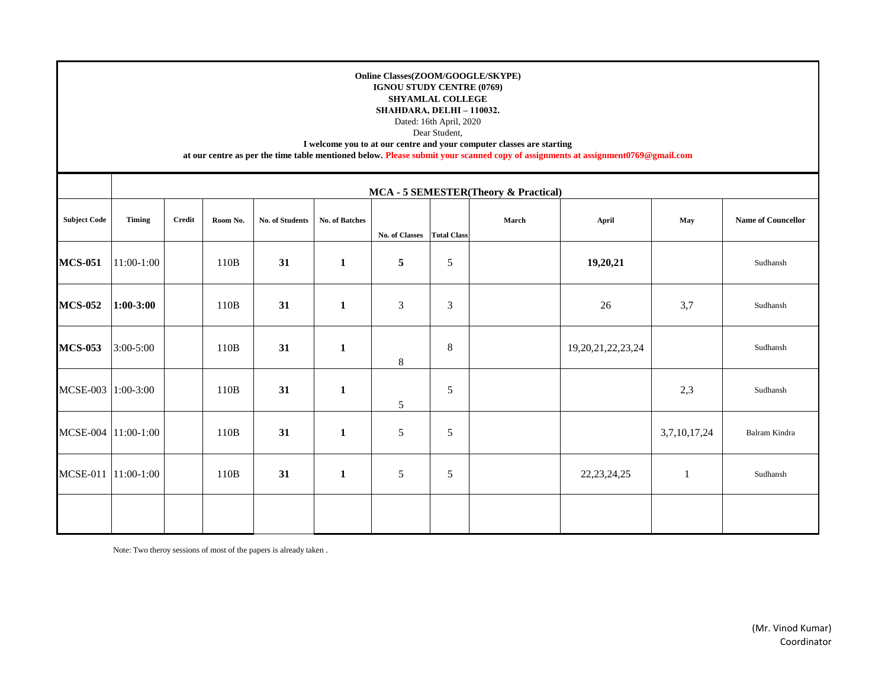**Online Classes(ZOOM/GOOGLE/SKYPE)**
**IGNOU STUDY CENTRE (0769)**
**SHYAMLAL COLLEGE**
**SHAHDARA, DELHI – 110032.**
Dated: 16th April, 2020
Dear Student,
**I welcome you to at our centre and your computer classes are starting**
**at our centre as per the time table mentioned below. Please submit your scanned copy of assignments at assignment0769@gmail.com**

| | MCA - 5 SEMESTER(Theory & Practical) | | | | | | | | | | |
|---|---|---|---|---|---|---|---|---|---|---|---|
| **Subject Code** | **Timing** | **Credit** | **Room No.** | **No. of Students** | **No. of Batches** | **No. of Classes** | **Total Class** | **March** | **April** | **May** | **Name of Councellor** |
| **MCS-051** | 11:00-1:00 | | 110B | **31** | **1** | **5** | 5 | | **19,20,21** | | Sudhansh |
| **MCS-052** | **1:00-3:00** | | 110B | **31** | **1** | 3 | 3 | | 26 | 3,7 | Sudhansh |
| **MCS-053** | 3:00-5:00 | | 110B | **31** | **1** | 8 | 8 | | 19,20,21,22,23,24 | | Sudhansh |
| MCSE-003 | 1:00-3:00 | | 110B | **31** | **1** | 5 | 5 | | | 2,3 | Sudhansh |
| MCSE-004 | 11:00-1:00 | | 110B | **31** | **1** | 5 | 5 | | | 3,7,10,17,24 | Balram Kindra |
| MCSE-011 | 11:00-1:00 | | 110B | **31** | **1** | 5 | 5 | | 22,23,24,25 | 1 | Sudhansh |
| | | | | | | | | | | | |

Note: Two theroy sessions of most of the papers is already taken .

(Mr. Vinod Kumar)
Coordinator